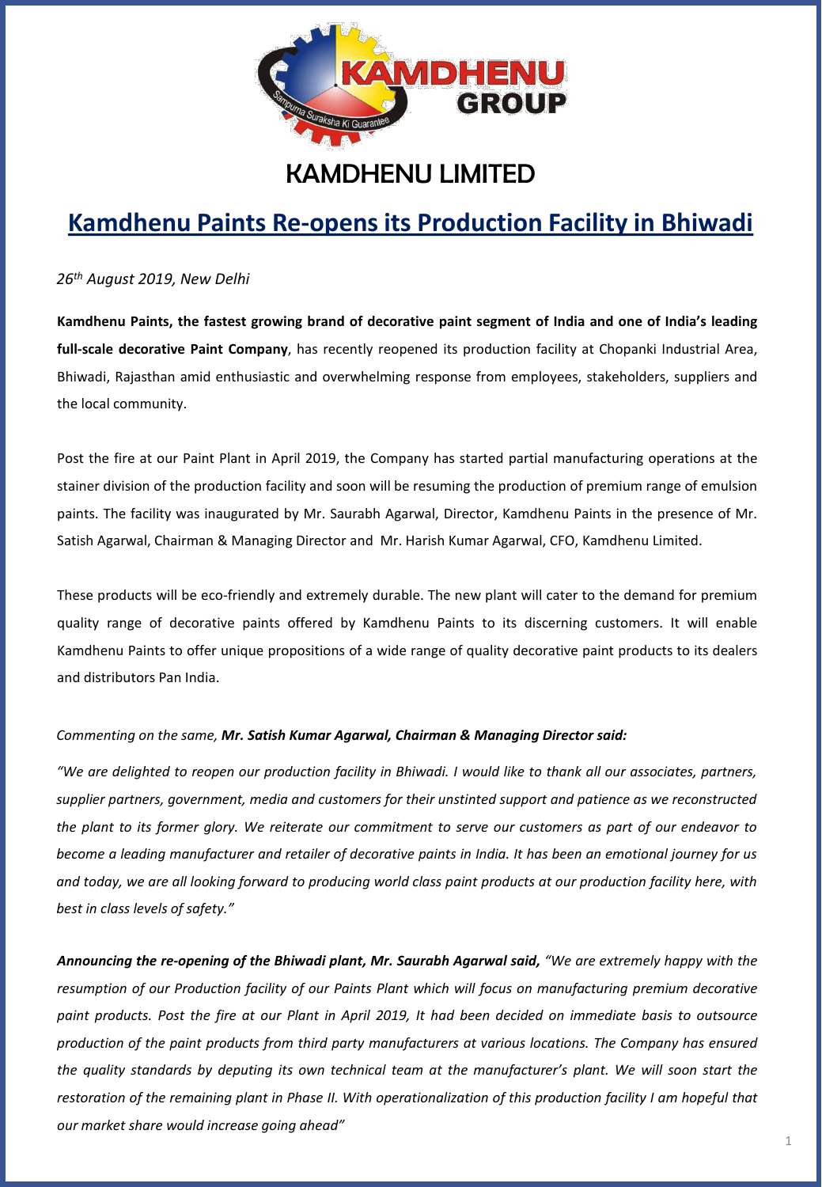# KAMDHENU LIMITED

## Kamdhenu Paints Re-opens its Production Facility in Bhiwadi

*26th August 2019, New Delhi*

**Kamdhenu Paints, the fastest growing brand of decorative paint segment of India and one of India's leading full-scale decorative Paint Company**, has recently reopened its production facility at Chopanki Industrial Area, Bhiwadi, Rajasthan amid enthusiastic and overwhelming response from employees, stakeholders, suppliers and the local community.

Post the fire at our Paint Plant in April 2019, the Company has started partial manufacturing operations at the stainer division of the production facility and soon will be resuming the production of premium range of emulsion paints. The facility was inaugurated by Mr. Saurabh Agarwal, Director, Kamdhenu Paints in the presence of Mr. Satish Agarwal, Chairman & Managing Director and Mr. Harish Kumar Agarwal, CFO, Kamdhenu Limited.

These products will be eco-friendly and extremely durable. The new plant will cater to the demand for premium quality range of decorative paints offered by Kamdhenu Paints to its discerning customers. It will enable Kamdhenu Paints to offer unique propositions of a wide range of quality decorative paint products to its dealers and distributors Pan India.

*Commenting on the same,* ***Mr. Satish Kumar Agarwal, Chairman & Managing Director said:***

*"We are delighted to reopen our production facility in Bhiwadi. I would like to thank all our associates, partners, supplier partners, government, media and customers for their unstinted support and patience as we reconstructed the plant to its former glory. We reiterate our commitment to serve our customers as part of our endeavor to become a leading manufacturer and retailer of decorative paints in India. It has been an emotional journey for us and today, we are all looking forward to producing world class paint products at our production facility here, with best in class levels of safety."*

***Announcing the re-opening of the Bhiwadi plant, Mr. Saurabh Agarwal said,*** *"We are extremely happy with the resumption of our Production facility of our Paints Plant which will focus on manufacturing premium decorative paint products. Post the fire at our Plant in April 2019, It had been decided on immediate basis to outsource production of the paint products from third party manufacturers at various locations. The Company has ensured the quality standards by deputing its own technical team at the manufacturer's plant. We will soon start the restoration of the remaining plant in Phase II. With operationalization of this production facility I am hopeful that our market share would increase going ahead"*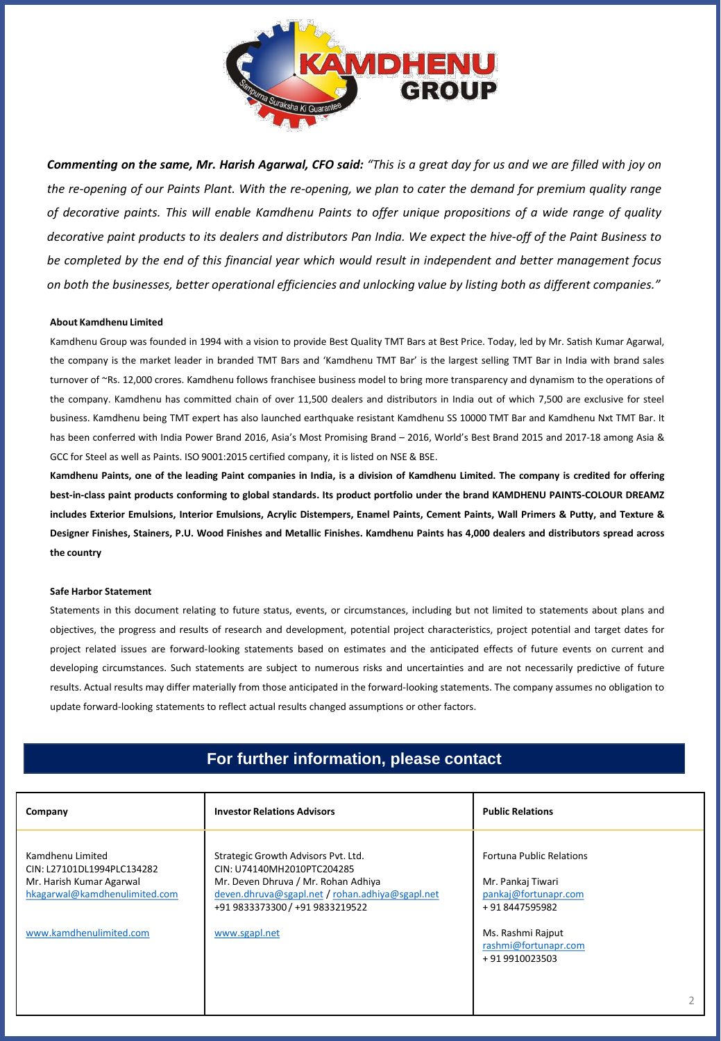***Commenting on the same, Mr. Harish Agarwal, CFO said:*** *"This is a great day for us and we are filled with joy on the re-opening of our Paints Plant. With the re-opening, we plan to cater the demand for premium quality range of decorative paints. This will enable Kamdhenu Paints to offer unique propositions of a wide range of quality decorative paint products to its dealers and distributors Pan India. We expect the hive-off of the Paint Business to be completed by the end of this financial year which would result in independent and better management focus on both the businesses, better operational efficiencies and unlocking value by listing both as different companies."*

**About Kamdhenu Limited**

Kamdhenu Group was founded in 1994 with a vision to provide Best Quality TMT Bars at Best Price. Today, led by Mr. Satish Kumar Agarwal, the company is the market leader in branded TMT Bars and 'Kamdhenu TMT Bar' is the largest selling TMT Bar in India with brand sales turnover of ~Rs. 12,000 crores. Kamdhenu follows franchisee business model to bring more transparency and dynamism to the operations of the company. Kamdhenu has committed chain of over 11,500 dealers and distributors in India out of which 7,500 are exclusive for steel business. Kamdhenu being TMT expert has also launched earthquake resistant Kamdhenu SS 10000 TMT Bar and Kamdhenu Nxt TMT Bar. It has been conferred with India Power Brand 2016, Asia's Most Promising Brand – 2016, World's Best Brand 2015 and 2017-18 among Asia & GCC for Steel as well as Paints. ISO 9001:2015 certified company, it is listed on NSE & BSE.

**Kamdhenu Paints, one of the leading Paint companies in India, is a division of Kamdhenu Limited. The company is credited for offering best-in-class paint products conforming to global standards. Its product portfolio under the brand KAMDHENU PAINTS-COLOUR DREAMZ includes Exterior Emulsions, Interior Emulsions, Acrylic Distempers, Enamel Paints, Cement Paints, Wall Primers & Putty, and Texture & Designer Finishes, Stainers, P.U. Wood Finishes and Metallic Finishes. Kamdhenu Paints has 4,000 dealers and distributors spread across the country**

**Safe Harbor Statement**

Statements in this document relating to future status, events, or circumstances, including but not limited to statements about plans and objectives, the progress and results of research and development, potential project characteristics, project potential and target dates for project related issues are forward-looking statements based on estimates and the anticipated effects of future events on current and developing circumstances. Such statements are subject to numerous risks and uncertainties and are not necessarily predictive of future results. Actual results may differ materially from those anticipated in the forward-looking statements. The company assumes no obligation to update forward-looking statements to reflect actual results changed assumptions or other factors.

## For further information, please contact

| Company | Investor Relations Advisors | Public Relations |
|---|---|---|
| Kamdhenu Limited<br>CIN: L27101DL1994PLC134282<br>Mr. Harish Kumar Agarwal<br>hkagarwal@kamdhenulimited.com<br><br>www.kamdhenulimited.com | Strategic Growth Advisors Pvt. Ltd.<br>CIN: U74140MH2010PTC204285<br>Mr. Deven Dhruva / Mr. Rohan Adhiya<br>deven.dhruva@sgapl.net / rohan.adhiya@sgapl.net<br>+91 9833373300 / +91 9833219522<br><br>www.sgapl.net | Fortuna Public Relations<br><br>Mr. Pankaj Tiwari<br>pankaj@fortunapr.com<br>+ 91 8447595982<br><br>Ms. Rashmi Rajput<br>rashmi@fortunapr.com<br>+ 91 9910023503 |